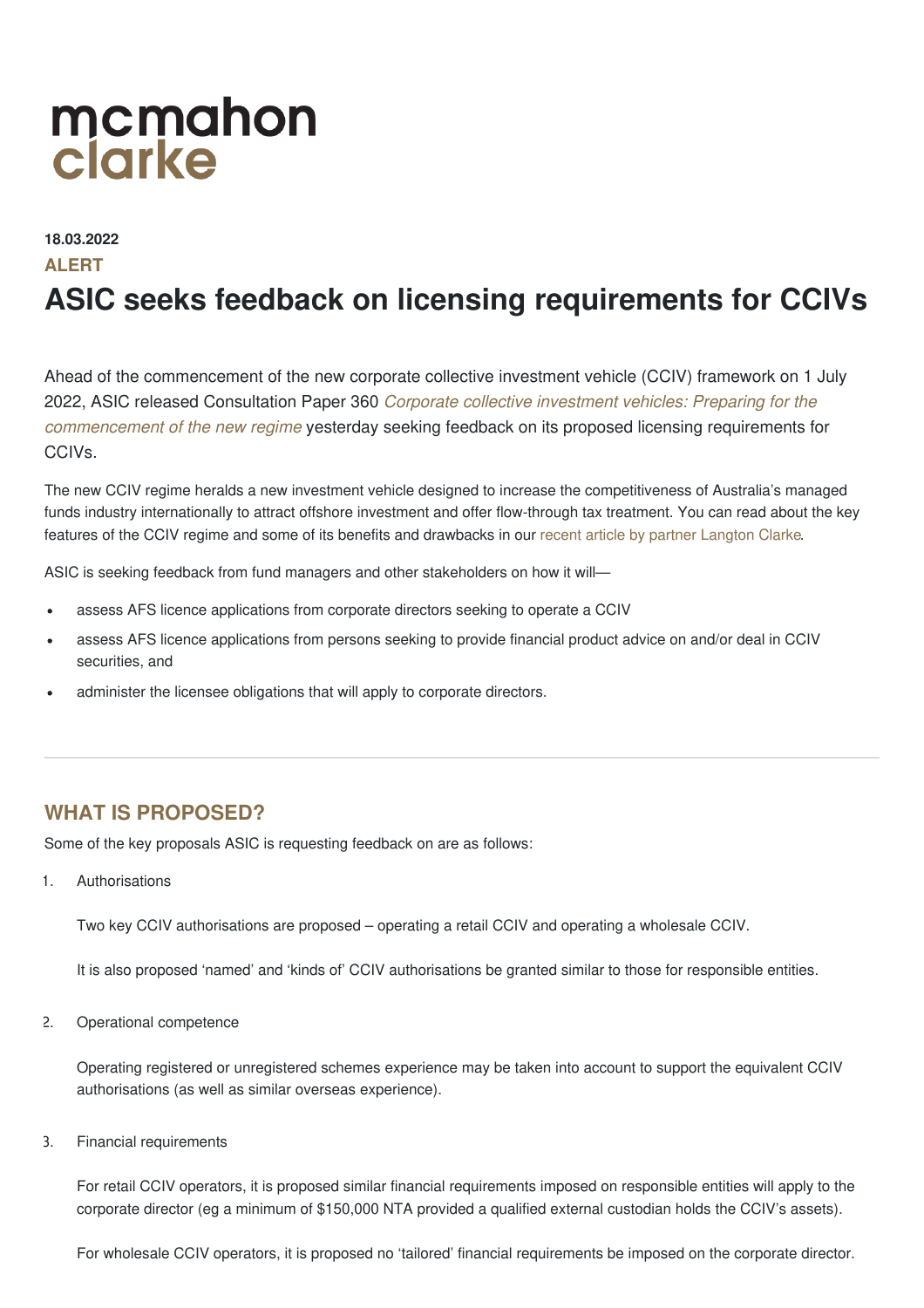mcmahon
clarke

**18.03.2022**

**ALERT**

# ASIC seeks feedback on licensing requirements for CCIVs

Ahead of the commencement of the new corporate collective investment vehicle (CCIV) framework on 1 July 2022, ASIC released Consultation Paper 360 *Corporate collective investment vehicles: Preparing for the commencement of the new regime* yesterday seeking feedback on its proposed licensing requirements for CCIVs.

The new CCIV regime heralds a new investment vehicle designed to increase the competitiveness of Australia's managed funds industry internationally to attract offshore investment and offer flow-through tax treatment. You can read about the key features of the CCIV regime and some of its benefits and drawbacks in our recent article by partner Langton Clarke.

ASIC is seeking feedback from fund managers and other stakeholders on how it will—

- assess AFS licence applications from corporate directors seeking to operate a CCIV
- assess AFS licence applications from persons seeking to provide financial product advice on and/or deal in CCIV securities, and
- administer the licensee obligations that will apply to corporate directors.

---

## WHAT IS PROPOSED?

Some of the key proposals ASIC is requesting feedback on are as follows:

1. Authorisations

   Two key CCIV authorisations are proposed – operating a retail CCIV and operating a wholesale CCIV.

   It is also proposed 'named' and 'kinds of' CCIV authorisations be granted similar to those for responsible entities.

2. Operational competence

   Operating registered or unregistered schemes experience may be taken into account to support the equivalent CCIV authorisations (as well as similar overseas experience).

3. Financial requirements

   For retail CCIV operators, it is proposed similar financial requirements imposed on responsible entities will apply to the corporate director (eg a minimum of $150,000 NTA provided a qualified external custodian holds the CCIV's assets).

   For wholesale CCIV operators, it is proposed no 'tailored' financial requirements be imposed on the corporate director.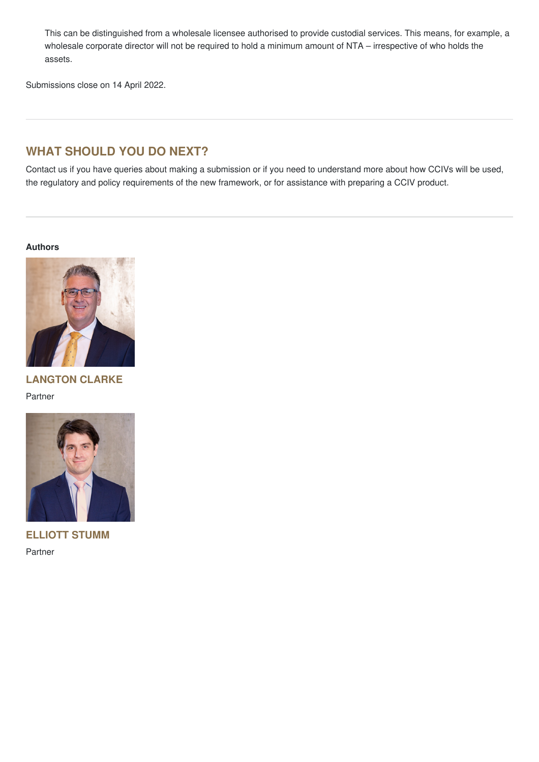This can be distinguished from a wholesale licensee authorised to provide custodial services. This means, for example, a wholesale corporate director will not be required to hold a minimum amount of NTA – irrespective of who holds the assets.

Submissions close on 14 April 2022.

## WHAT SHOULD YOU DO NEXT?

Contact us if you have queries about making a submission or if you need to understand more about how CCIVs will be used, the regulatory and policy requirements of the new framework, or for assistance with preparing a CCIV product.

**Authors**

**LANGTON CLARKE**

Partner

**ELLIOTT STUMM**

Partner